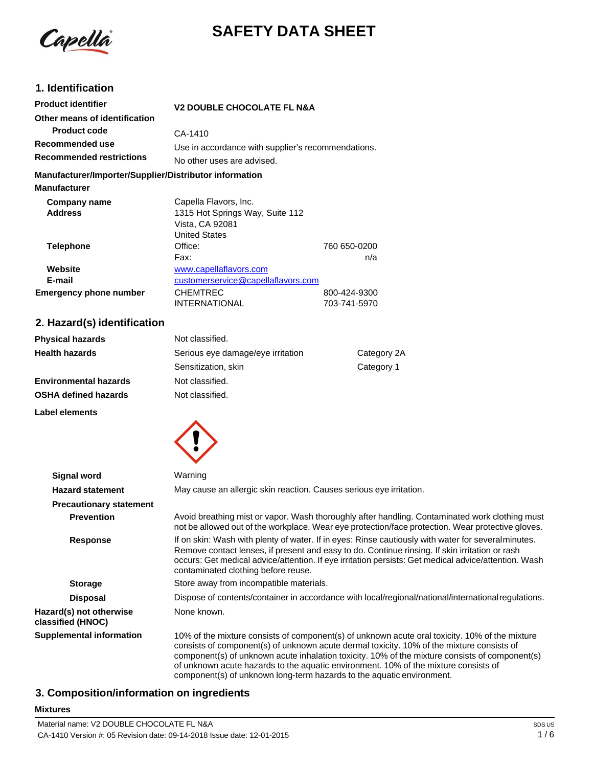# SAFETY DATA SHEET

## 1. Identification

| | |
|---|---|
| **Product identifier** | **V2 DOUBLE CHOCOLATE FL N&A** |
| **Other means of identification** | |
| **Product code** | CA-1410 |
| **Recommended use** | Use in accordance with supplier's recommendations. |
| **Recommended restrictions** | No other uses are advised. |

**Manufacturer/Importer/Supplier/Distributor information**

**Manufacturer**

| | | |
|---|---|---|
| **Company name** | Capella Flavors, Inc. | |
| **Address** | 1315 Hot Springs Way, Suite 112<br>Vista, CA 92081<br>United States | |
| **Telephone** | Office: | 760 650-0200 |
| | Fax: | n/a |
| **Website** | www.capellaflavors.com | |
| **E-mail** | customerservice@capellaflavors.com | |
| **Emergency phone number** | CHEMTREC | 800-424-9300 |
| | INTERNATIONAL | 703-741-5970 |

## 2. Hazard(s) identification

| | | |
|---|---|---|
| **Physical hazards** | Not classified. | |
| **Health hazards** | Serious eye damage/eye irritation | Category 2A |
| | Sensitization, skin | Category 1 |
| **Environmental hazards** | Not classified. | |
| **OSHA defined hazards** | Not classified. | |

**Label elements**

**Signal word** Warning

**Hazard statement** May cause an allergic skin reaction. Causes serious eye irritation.

**Precautionary statement**

**Prevention** Avoid breathing mist or vapor. Wash thoroughly after handling. Contaminated work clothing must not be allowed out of the workplace. Wear eye protection/face protection. Wear protective gloves.

**Response** If on skin: Wash with plenty of water. If in eyes: Rinse cautiously with water for several minutes. Remove contact lenses, if present and easy to do. Continue rinsing. If skin irritation or rash occurs: Get medical advice/attention. If eye irritation persists: Get medical advice/attention. Wash contaminated clothing before reuse.

**Storage** Store away from incompatible materials.

**Disposal** Dispose of contents/container in accordance with local/regional/national/international regulations.

**Hazard(s) not otherwise classified (HNOC)** None known.

**Supplemental information** 10% of the mixture consists of component(s) of unknown acute oral toxicity. 10% of the mixture consists of component(s) of unknown acute dermal toxicity. 10% of the mixture consists of component(s) of unknown acute inhalation toxicity. 10% of the mixture consists of component(s) of unknown acute hazards to the aquatic environment. 10% of the mixture consists of component(s) of unknown long-term hazards to the aquatic environment.

## 3. Composition/information on ingredients

**Mixtures**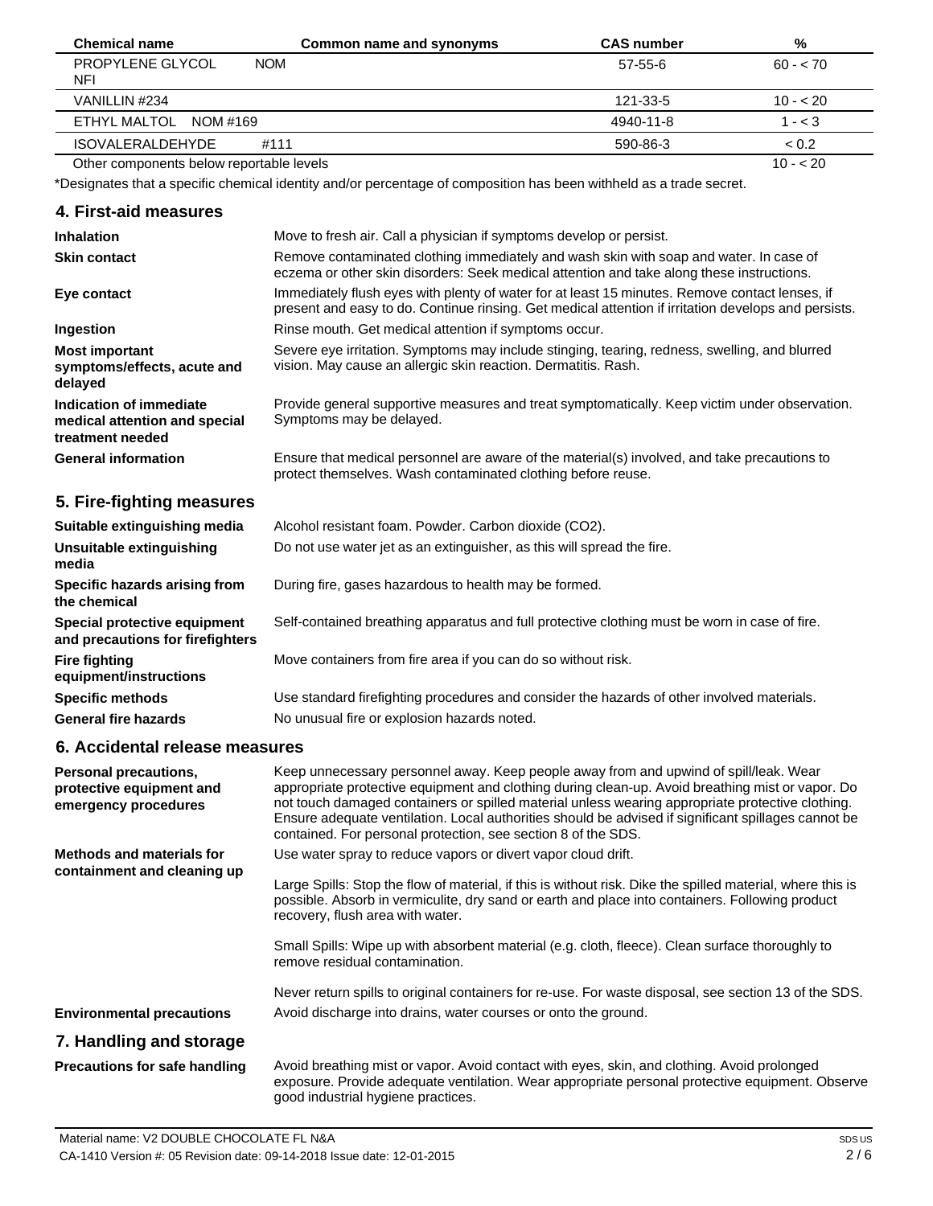| Chemical name | Common name and synonyms | CAS number | % |
|---|---|---|---|
| PROPYLENE GLYCOL NFI | NOM | 57-55-6 | 60 - < 70 |
| VANILLIN #234 | | 121-33-5 | 10 - < 20 |
| ETHYL MALTOL NOM #169 | | 4940-11-8 | 1 - < 3 |
| ISOVALERALDEHYDE #111 | | 590-86-3 | < 0.2 |
| Other components below reportable levels | | | 10 - < 20 |

*Designates that a specific chemical identity and/or percentage of composition has been withheld as a trade secret.

## 4. First-aid measures

**Inhalation**
Move to fresh air. Call a physician if symptoms develop or persist.

**Skin contact**
Remove contaminated clothing immediately and wash skin with soap and water. In case of eczema or other skin disorders: Seek medical attention and take along these instructions.

**Eye contact**
Immediately flush eyes with plenty of water for at least 15 minutes. Remove contact lenses, if present and easy to do. Continue rinsing. Get medical attention if irritation develops and persists.

**Ingestion**
Rinse mouth. Get medical attention if symptoms occur.

**Most important symptoms/effects, acute and delayed**
Severe eye irritation. Symptoms may include stinging, tearing, redness, swelling, and blurred vision. May cause an allergic skin reaction. Dermatitis. Rash.

**Indication of immediate medical attention and special treatment needed**
Provide general supportive measures and treat symptomatically. Keep victim under observation. Symptoms may be delayed.

**General information**
Ensure that medical personnel are aware of the material(s) involved, and take precautions to protect themselves. Wash contaminated clothing before reuse.

## 5. Fire-fighting measures

**Suitable extinguishing media**
Alcohol resistant foam. Powder. Carbon dioxide ($CO_2$).

**Unsuitable extinguishing media**
Do not use water jet as an extinguisher, as this will spread the fire.

**Specific hazards arising from the chemical**
During fire, gases hazardous to health may be formed.

**Special protective equipment and precautions for firefighters**
Self-contained breathing apparatus and full protective clothing must be worn in case of fire.

**Fire fighting equipment/instructions**
Move containers from fire area if you can do so without risk.

**Specific methods**
Use standard firefighting procedures and consider the hazards of other involved materials.

**General fire hazards**
No unusual fire or explosion hazards noted.

## 6. Accidental release measures

**Personal precautions, protective equipment and emergency procedures**
Keep unnecessary personnel away. Keep people away from and upwind of spill/leak. Wear appropriate protective equipment and clothing during clean-up. Avoid breathing mist or vapor. Do not touch damaged containers or spilled material unless wearing appropriate protective clothing. Ensure adequate ventilation. Local authorities should be advised if significant spillages cannot be contained. For personal protection, see section 8 of the SDS.

**Methods and materials for containment and cleaning up**
Use water spray to reduce vapors or divert vapor cloud drift.

Large Spills: Stop the flow of material, if this is without risk. Dike the spilled material, where this is possible. Absorb in vermiculite, dry sand or earth and place into containers. Following product recovery, flush area with water.

Small Spills: Wipe up with absorbent material (e.g. cloth, fleece). Clean surface thoroughly to remove residual contamination.

Never return spills to original containers for re-use. For waste disposal, see section 13 of the SDS.

**Environmental precautions**
Avoid discharge into drains, water courses or onto the ground.

## 7. Handling and storage

**Precautions for safe handling**
Avoid breathing mist or vapor. Avoid contact with eyes, skin, and clothing. Avoid prolonged exposure. Provide adequate ventilation. Wear appropriate personal protective equipment. Observe good industrial hygiene practices.

Material name: V2 DOUBLE CHOCOLATE FL N&A
CA-1410 Version #: 05 Revision date: 09-14-2018 Issue date: 12-01-2015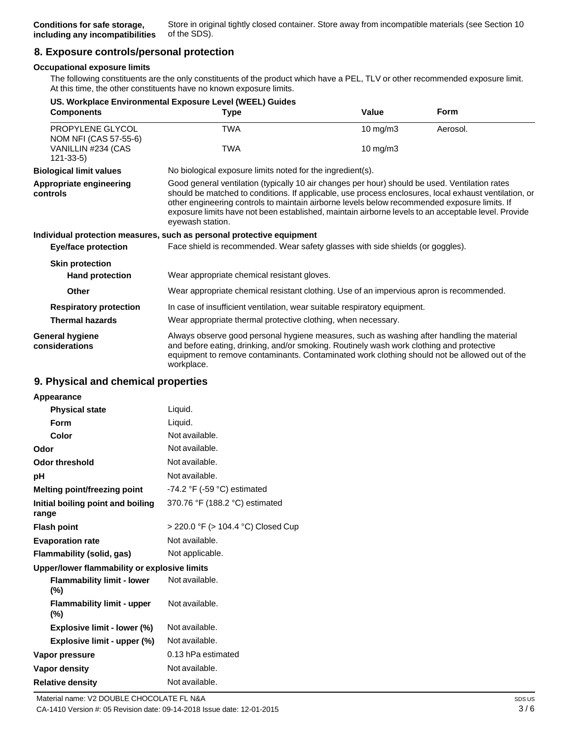| | |
|---|---|
| **Conditions for safe storage, including any incompatibilities** | Store in original tightly closed container. Store away from incompatible materials (see Section 10 of the SDS). |

## 8. Exposure controls/personal protection

**Occupational exposure limits**

The following constituents are the only constituents of the product which have a PEL, TLV or other recommended exposure limit. At this time, the other constituents have no known exposure limits.

**US. Workplace Environmental Exposure Level (WEEL) Guides**

| Components | Type | Value | Form |
|---|---|---|---|
| PROPYLENE GLYCOL NOM NFI (CAS 57-55-6) | TWA | 10 mg/m3 | Aerosol. |
| VANILLIN #234 (CAS 121-33-5) | TWA | 10 mg/m3 | |

| | |
|---|---|
| **Biological limit values** | No biological exposure limits noted for the ingredient(s). |
| **Appropriate engineering controls** | Good general ventilation (typically 10 air changes per hour) should be used. Ventilation rates should be matched to conditions. If applicable, use process enclosures, local exhaust ventilation, or other engineering controls to maintain airborne levels below recommended exposure limits. If exposure limits have not been established, maintain airborne levels to an acceptable level. Provide eyewash station. |

**Individual protection measures, such as personal protective equipment**

| | |
|---|---|
| **Eye/face protection** | Face shield is recommended. Wear safety glasses with side shields (or goggles). |
| **Skin protection** | |
| **Hand protection** | Wear appropriate chemical resistant gloves. |
| **Other** | Wear appropriate chemical resistant clothing. Use of an impervious apron is recommended. |
| **Respiratory protection** | In case of insufficient ventilation, wear suitable respiratory equipment. |
| **Thermal hazards** | Wear appropriate thermal protective clothing, when necessary. |
| **General hygiene considerations** | Always observe good personal hygiene measures, such as washing after handling the material and before eating, drinking, and/or smoking. Routinely wash work clothing and protective equipment to remove contaminants. Contaminated work clothing should not be allowed out of the workplace. |

## 9. Physical and chemical properties

| | |
|---|---|
| **Appearance** | |
| **Physical state** | Liquid. |
| **Form** | Liquid. |
| **Color** | Not available. |
| **Odor** | Not available. |
| **Odor threshold** | Not available. |
| **pH** | Not available. |
| **Melting point/freezing point** | -74.2 °F (-59 °C) estimated |
| **Initial boiling point and boiling range** | 370.76 °F (188.2 °C) estimated |
| **Flash point** | > 220.0 °F (> 104.4 °C) Closed Cup |
| **Evaporation rate** | Not available. |
| **Flammability (solid, gas)** | Not applicable. |
| **Upper/lower flammability or explosive limits** | |
| **Flammability limit - lower (%)** | Not available. |
| **Flammability limit - upper (%)** | Not available. |
| **Explosive limit - lower (%)** | Not available. |
| **Explosive limit - upper (%)** | Not available. |
| **Vapor pressure** | 0.13 hPa estimated |
| **Vapor density** | Not available. |
| **Relative density** | Not available. |

Material name: V2 DOUBLE CHOCOLATE FL N&A

CA-1410 Version #: 05 Revision date: 09-14-2018 Issue date: 12-01-2015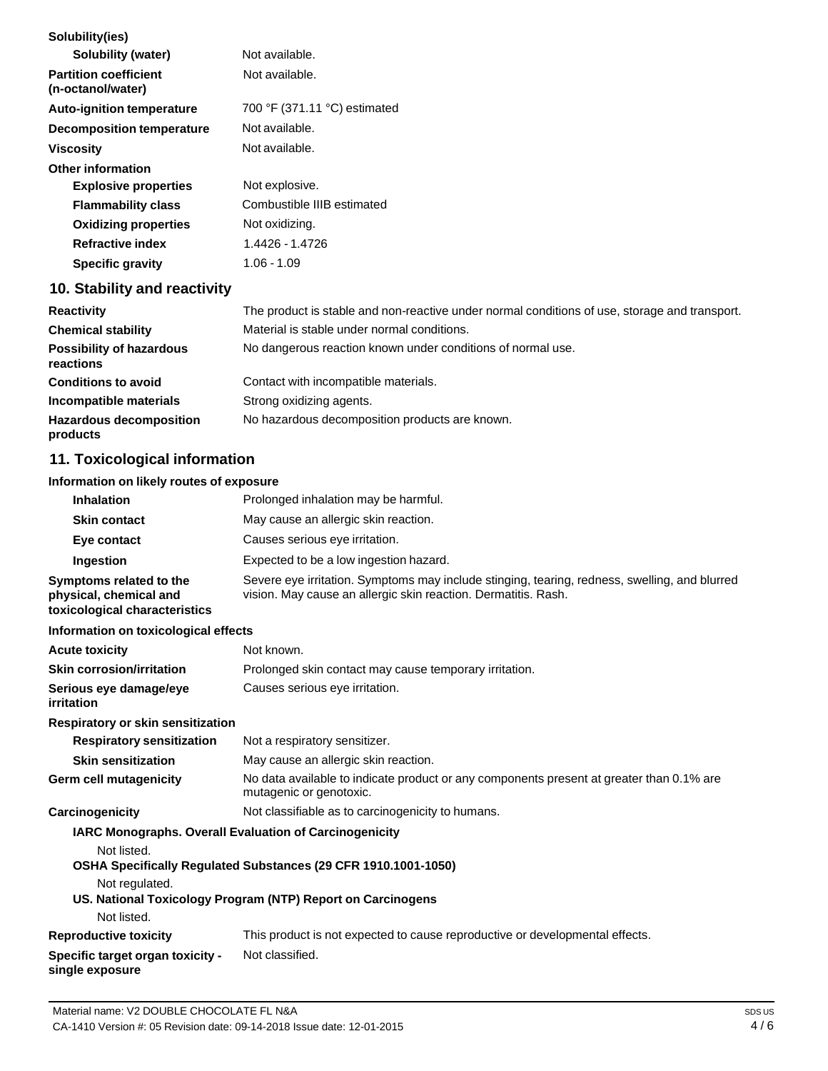**Solubility(ies)**

| | |
|---|---|
| **Solubility (water)** | Not available. |
| **Partition coefficient (n-octanol/water)** | Not available. |
| **Auto-ignition temperature** | 700 °F (371.11 °C) estimated |
| **Decomposition temperature** | Not available. |
| **Viscosity** | Not available. |

**Other information**

| | |
|---|---|
| **Explosive properties** | Not explosive. |
| **Flammability class** | Combustible IIIB estimated |
| **Oxidizing properties** | Not oxidizing. |
| **Refractive index** | 1.4426 - 1.4726 |
| **Specific gravity** | 1.06 - 1.09 |

## 10. Stability and reactivity

| | |
|---|---|
| **Reactivity** | The product is stable and non-reactive under normal conditions of use, storage and transport. |
| **Chemical stability** | Material is stable under normal conditions. |
| **Possibility of hazardous reactions** | No dangerous reaction known under conditions of normal use. |
| **Conditions to avoid** | Contact with incompatible materials. |
| **Incompatible materials** | Strong oxidizing agents. |
| **Hazardous decomposition products** | No hazardous decomposition products are known. |

## 11. Toxicological information

**Information on likely routes of exposure**

| | |
|---|---|
| **Inhalation** | Prolonged inhalation may be harmful. |
| **Skin contact** | May cause an allergic skin reaction. |
| **Eye contact** | Causes serious eye irritation. |
| **Ingestion** | Expected to be a low ingestion hazard. |
| **Symptoms related to the physical, chemical and toxicological characteristics** | Severe eye irritation. Symptoms may include stinging, tearing, redness, swelling, and blurred vision. May cause an allergic skin reaction. Dermatitis. Rash. |

**Information on toxicological effects**

| | |
|---|---|
| **Acute toxicity** | Not known. |
| **Skin corrosion/irritation** | Prolonged skin contact may cause temporary irritation. |
| **Serious eye damage/eye irritation** | Causes serious eye irritation. |

**Respiratory or skin sensitization**

| | |
|---|---|
| **Respiratory sensitization** | Not a respiratory sensitizer. |
| **Skin sensitization** | May cause an allergic skin reaction. |
| **Germ cell mutagenicity** | No data available to indicate product or any components present at greater than 0.1% are mutagenic or genotoxic. |
| **Carcinogenicity** | Not classifiable as to carcinogenicity to humans. |

**IARC Monographs. Overall Evaluation of Carcinogenicity**

Not listed.

**OSHA Specifically Regulated Substances (29 CFR 1910.1001-1050)**

Not regulated.

**US. National Toxicology Program (NTP) Report on Carcinogens**

Not listed.

| | |
|---|---|
| **Reproductive toxicity** | This product is not expected to cause reproductive or developmental effects. |
| **Specific target organ toxicity - single exposure** | Not classified. |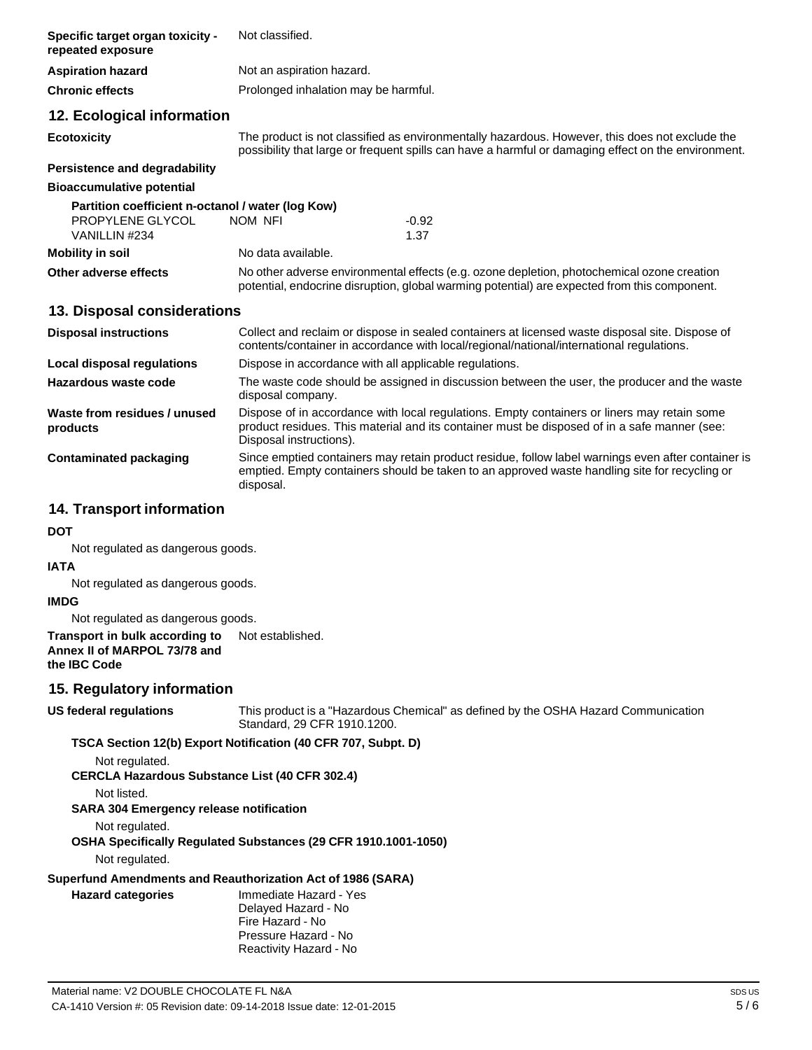| | |
|---|---|
| **Specific target organ toxicity - repeated exposure** | Not classified. |
| **Aspiration hazard** | Not an aspiration hazard. |
| **Chronic effects** | Prolonged inhalation may be harmful. |

## 12. Ecological information

**Ecotoxicity** The product is not classified as environmentally hazardous. However, this does not exclude the possibility that large or frequent spills can have a harmful or damaging effect on the environment.

**Persistence and degradability**

**Bioaccumulative potential**

**Partition coefficient n-octanol / water (log Kow)**

| | | |
|---|---|---|
| PROPYLENE GLYCOL | NOM NFI | -0.92 |
| VANILLIN #234 | | 1.37 |

**Mobility in soil** No data available.

**Other adverse effects** No other adverse environmental effects (e.g. ozone depletion, photochemical ozone creation potential, endocrine disruption, global warming potential) are expected from this component.

## 13. Disposal considerations

| | |
|---|---|
| **Disposal instructions** | Collect and reclaim or dispose in sealed containers at licensed waste disposal site. Dispose of contents/container in accordance with local/regional/national/international regulations. |
| **Local disposal regulations** | Dispose in accordance with all applicable regulations. |
| **Hazardous waste code** | The waste code should be assigned in discussion between the user, the producer and the waste disposal company. |
| **Waste from residues / unused products** | Dispose of in accordance with local regulations. Empty containers or liners may retain some product residues. This material and its container must be disposed of in a safe manner (see: Disposal instructions). |
| **Contaminated packaging** | Since emptied containers may retain product residue, follow label warnings even after container is emptied. Empty containers should be taken to an approved waste handling site for recycling or disposal. |

## 14. Transport information

**DOT**

Not regulated as dangerous goods.

**IATA**

Not regulated as dangerous goods.

**IMDG**

Not regulated as dangerous goods.

**Transport in bulk according to Annex II of MARPOL 73/78 and the IBC Code** Not established.

## 15. Regulatory information

**US federal regulations** This product is a "Hazardous Chemical" as defined by the OSHA Hazard Communication Standard, 29 CFR 1910.1200.

**TSCA Section 12(b) Export Notification (40 CFR 707, Subpt. D)**

Not regulated.

**CERCLA Hazardous Substance List (40 CFR 302.4)**

Not listed.

**SARA 304 Emergency release notification**

Not regulated.

**OSHA Specifically Regulated Substances (29 CFR 1910.1001-1050)**

Not regulated.

**Superfund Amendments and Reauthorization Act of 1986 (SARA)**

**Hazard categories**

Immediate Hazard - Yes
Delayed Hazard - No
Fire Hazard - No
Pressure Hazard - No
Reactivity Hazard - No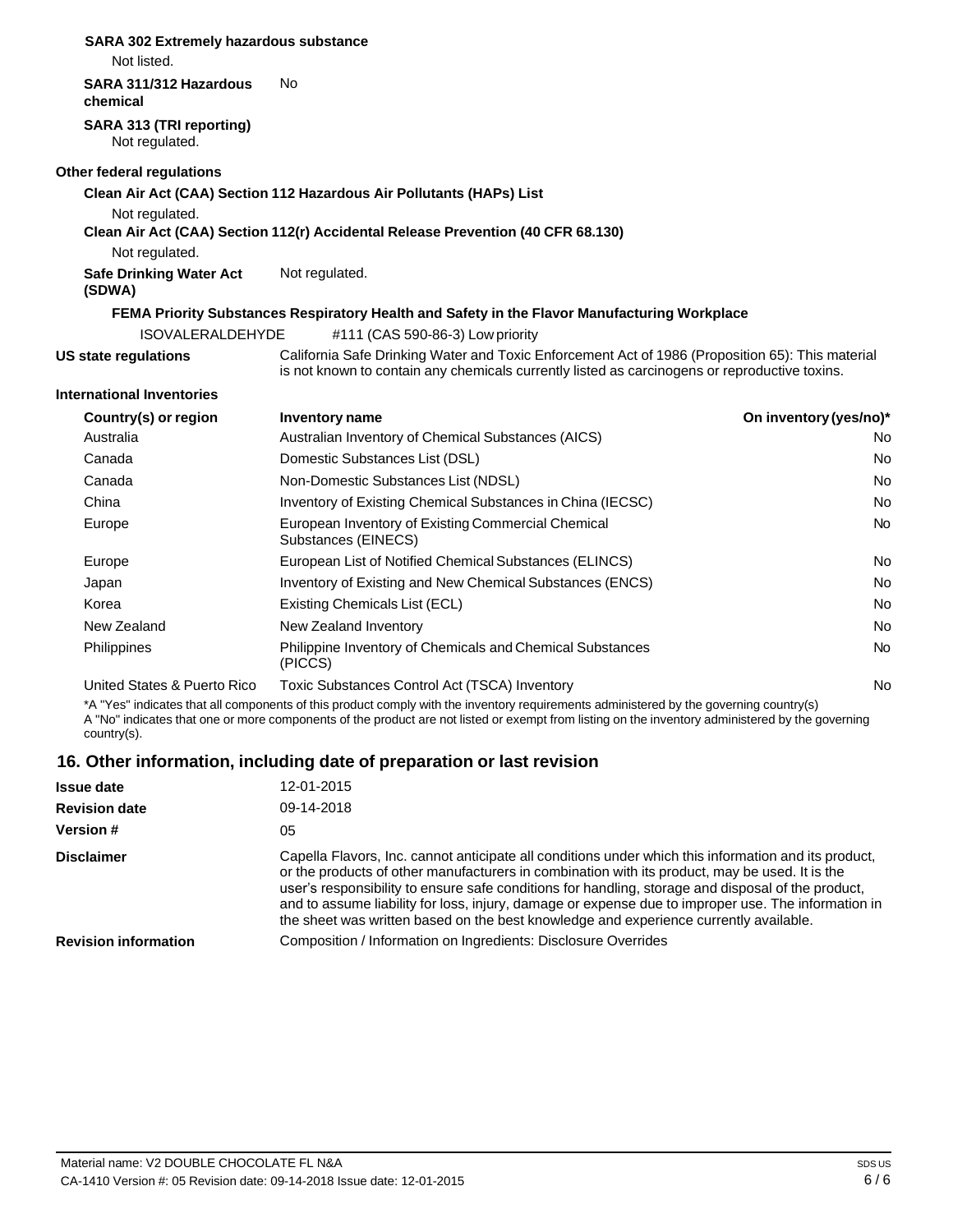**SARA 302 Extremely hazardous substance**

Not listed.

**SARA 311/312 Hazardous chemical** No

**SARA 313 (TRI reporting)**

Not regulated.

**Other federal regulations**

**Clean Air Act (CAA) Section 112 Hazardous Air Pollutants (HAPs) List**

Not regulated.

**Clean Air Act (CAA) Section 112(r) Accidental Release Prevention (40 CFR 68.130)**

Not regulated.

**Safe Drinking Water Act (SDWA)** Not regulated.

**FEMA Priority Substances Respiratory Health and Safety in the Flavor Manufacturing Workplace**

ISOVALERALDEHYDE #111 (CAS 590-86-3) Low priority

**US state regulations** California Safe Drinking Water and Toxic Enforcement Act of 1986 (Proposition 65): This material is not known to contain any chemicals currently listed as carcinogens or reproductive toxins.

**International Inventories**

| Country(s) or region | Inventory name | On inventory (yes/no)* |
|---|---|---|
| Australia | Australian Inventory of Chemical Substances (AICS) | No |
| Canada | Domestic Substances List (DSL) | No |
| Canada | Non-Domestic Substances List (NDSL) | No |
| China | Inventory of Existing Chemical Substances in China (IECSC) | No |
| Europe | European Inventory of Existing Commercial Chemical Substances (EINECS) | No |
| Europe | European List of Notified Chemical Substances (ELINCS) | No |
| Japan | Inventory of Existing and New Chemical Substances (ENCS) | No |
| Korea | Existing Chemicals List (ECL) | No |
| New Zealand | New Zealand Inventory | No |
| Philippines | Philippine Inventory of Chemicals and Chemical Substances (PICCS) | No |
| United States & Puerto Rico | Toxic Substances Control Act (TSCA) Inventory | No |

*A "Yes" indicates that all components of this product comply with the inventory requirements administered by the governing country(s)
A "No" indicates that one or more components of the product are not listed or exempt from listing on the inventory administered by the governing country(s).

## 16. Other information, including date of preparation or last revision

**Issue date** 12-01-2015

**Revision date** 09-14-2018

**Version #** 05

**Disclaimer** Capella Flavors, Inc. cannot anticipate all conditions under which this information and its product, or the products of other manufacturers in combination with its product, may be used. It is the user's responsibility to ensure safe conditions for handling, storage and disposal of the product, and to assume liability for loss, injury, damage or expense due to improper use. The information in the sheet was written based on the best knowledge and experience currently available.

**Revision information** Composition / Information on Ingredients: Disclosure Overrides